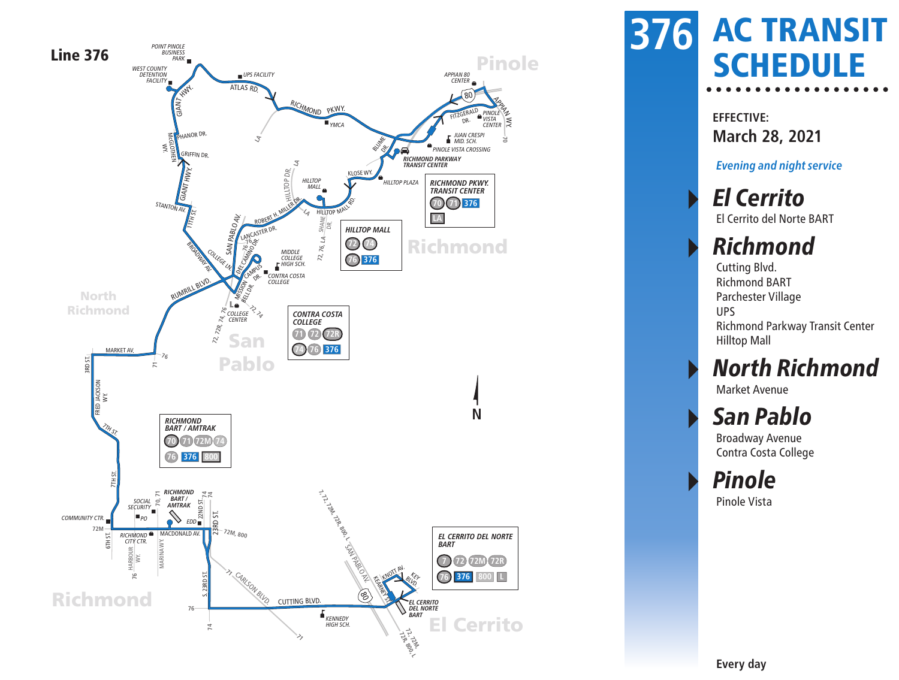# Line 376

# 376 AC TRANSIT SCHEDULE

**EFFECTIVE:**
**March 28, 2021**

*Evening and night service*

## *El Cerrito*
El Cerrito del Norte BART

## *Richmond*
Cutting Blvd.
Richmond BART
Parchester Village
UPS
Richmond Parkway Transit Center
Hilltop Mall

## *North Richmond*
Market Avenue

## *San Pablo*
Broadway Avenue
Contra Costa College

## *Pinole*
Pinole Vista

**Every day**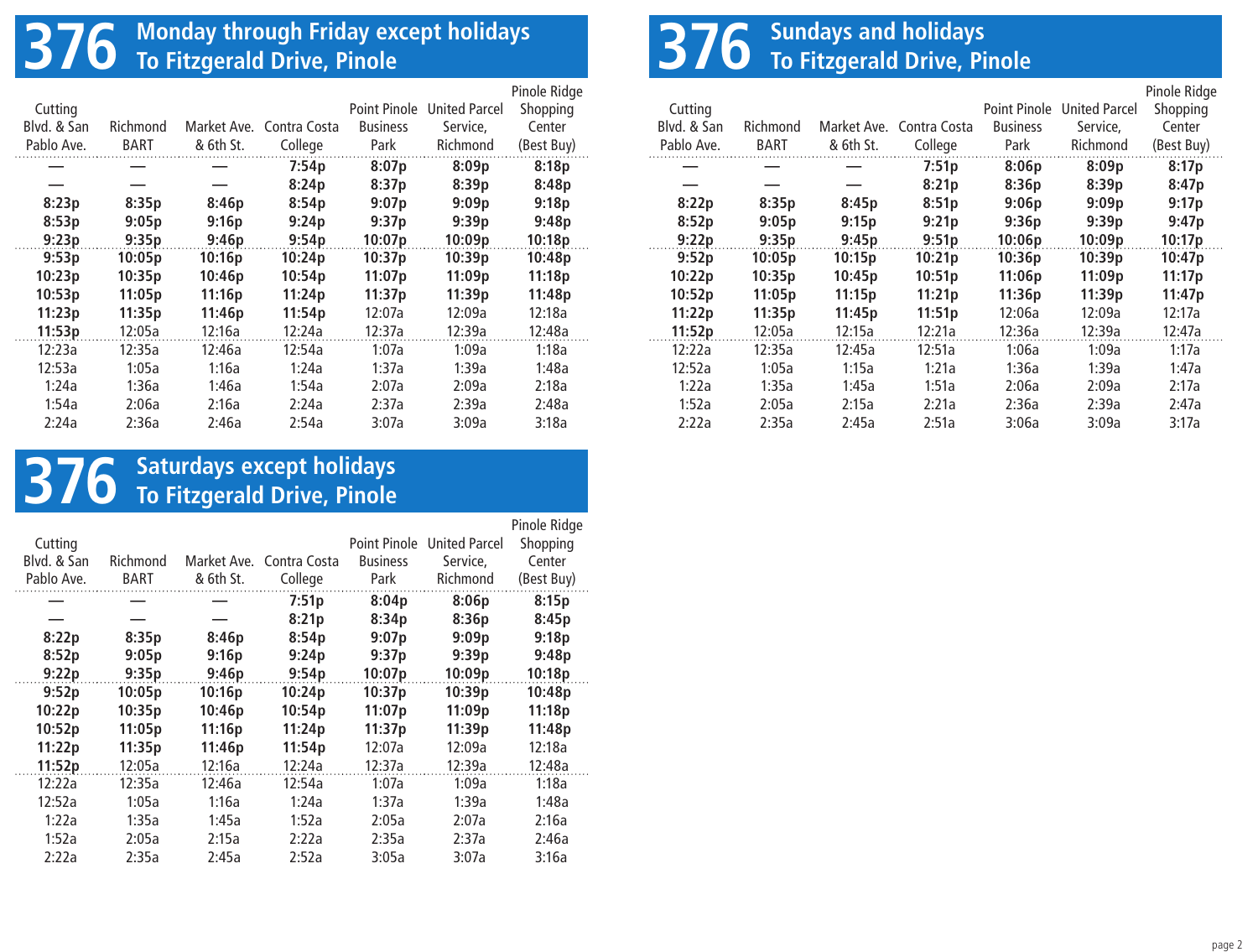## 376 Monday through Friday except holidays To Fitzgerald Drive, Pinole

| Cutting Blvd. & San Pablo Ave. | Richmond BART | Market Ave. & 6th St. | Contra Costa College | Point Pinole Business Park | United Parcel Service, Richmond | Pinole Ridge Shopping Center (Best Buy) |
|---|---|---|---|---|---|---|
| — | — | — | **7:54p** | **8:07p** | **8:09p** | **8:18p** |
| — | — | — | **8:24p** | **8:37p** | **8:39p** | **8:48p** |
| **8:23p** | **8:35p** | **8:46p** | **8:54p** | **9:07p** | **9:09p** | **9:18p** |
| **8:53p** | **9:05p** | **9:16p** | **9:24p** | **9:37p** | **9:39p** | **9:48p** |
| **9:23p** | **9:35p** | **9:46p** | **9:54p** | **10:07p** | **10:09p** | **10:18p** |
| **9:53p** | **10:05p** | **10:16p** | **10:24p** | **10:37p** | **10:39p** | **10:48p** |
| **10:23p** | **10:35p** | **10:46p** | **10:54p** | **11:07p** | **11:09p** | **11:18p** |
| **10:53p** | **11:05p** | **11:16p** | **11:24p** | **11:37p** | **11:39p** | **11:48p** |
| **11:23p** | **11:35p** | **11:46p** | **11:54p** | 12:07a | 12:09a | 12:18a |
| **11:53p** | 12:05a | 12:16a | 12:24a | 12:37a | 12:39a | 12:48a |
| 12:23a | 12:35a | 12:46a | 12:54a | 1:07a | 1:09a | 1:18a |
| 12:53a | 1:05a | 1:16a | 1:24a | 1:37a | 1:39a | 1:48a |
| 1:24a | 1:36a | 1:46a | 1:54a | 2:07a | 2:09a | 2:18a |
| 1:54a | 2:06a | 2:16a | 2:24a | 2:37a | 2:39a | 2:48a |
| 2:24a | 2:36a | 2:46a | 2:54a | 3:07a | 3:09a | 3:18a |

## 376 Saturdays except holidays To Fitzgerald Drive, Pinole

| Cutting Blvd. & San Pablo Ave. | Richmond BART | Market Ave. & 6th St. | Contra Costa College | Point Pinole Business Park | United Parcel Service, Richmond | Pinole Ridge Shopping Center (Best Buy) |
|---|---|---|---|---|---|---|
| — | — | — | **7:51p** | **8:04p** | **8:06p** | **8:15p** |
| — | — | — | **8:21p** | **8:34p** | **8:36p** | **8:45p** |
| **8:22p** | **8:35p** | **8:46p** | **8:54p** | **9:07p** | **9:09p** | **9:18p** |
| **8:52p** | **9:05p** | **9:16p** | **9:24p** | **9:37p** | **9:39p** | **9:48p** |
| **9:22p** | **9:35p** | **9:46p** | **9:54p** | **10:07p** | **10:09p** | **10:18p** |
| **9:52p** | **10:05p** | **10:16p** | **10:24p** | **10:37p** | **10:39p** | **10:48p** |
| **10:22p** | **10:35p** | **10:46p** | **10:54p** | **11:07p** | **11:09p** | **11:18p** |
| **10:52p** | **11:05p** | **11:16p** | **11:24p** | **11:37p** | **11:39p** | **11:48p** |
| **11:22p** | **11:35p** | **11:46p** | **11:54p** | 12:07a | 12:09a | 12:18a |
| **11:52p** | 12:05a | 12:16a | 12:24a | 12:37a | 12:39a | 12:48a |
| 12:22a | 12:35a | 12:46a | 12:54a | 1:07a | 1:09a | 1:18a |
| 12:52a | 1:05a | 1:16a | 1:24a | 1:37a | 1:39a | 1:48a |
| 1:22a | 1:35a | 1:45a | 1:52a | 2:05a | 2:07a | 2:16a |
| 1:52a | 2:05a | 2:15a | 2:22a | 2:35a | 2:37a | 2:46a |
| 2:22a | 2:35a | 2:45a | 2:52a | 3:05a | 3:07a | 3:16a |

## 376 Sundays and holidays To Fitzgerald Drive, Pinole

| Cutting Blvd. & San Pablo Ave. | Richmond BART | Market Ave. & 6th St. | Contra Costa College | Point Pinole Business Park | United Parcel Service, Richmond | Pinole Ridge Shopping Center (Best Buy) |
|---|---|---|---|---|---|---|
| — | — | — | **7:51p** | **8:06p** | **8:09p** | **8:17p** |
| — | — | — | **8:21p** | **8:36p** | **8:39p** | **8:47p** |
| **8:22p** | **8:35p** | **8:45p** | **8:51p** | **9:06p** | **9:09p** | **9:17p** |
| **8:52p** | **9:05p** | **9:15p** | **9:21p** | **9:36p** | **9:39p** | **9:47p** |
| **9:22p** | **9:35p** | **9:45p** | **9:51p** | **10:06p** | **10:09p** | **10:17p** |
| **9:52p** | **10:05p** | **10:15p** | **10:21p** | **10:36p** | **10:39p** | **10:47p** |
| **10:22p** | **10:35p** | **10:45p** | **10:51p** | **11:06p** | **11:09p** | **11:17p** |
| **10:52p** | **11:05p** | **11:15p** | **11:21p** | **11:36p** | **11:39p** | **11:47p** |
| **11:22p** | **11:35p** | **11:45p** | **11:51p** | 12:06a | 12:09a | 12:17a |
| **11:52p** | 12:05a | 12:15a | 12:21a | 12:36a | 12:39a | 12:47a |
| 12:22a | 12:35a | 12:45a | 12:51a | 1:06a | 1:09a | 1:17a |
| 12:52a | 1:05a | 1:15a | 1:21a | 1:36a | 1:39a | 1:47a |
| 1:22a | 1:35a | 1:45a | 1:51a | 2:06a | 2:09a | 2:17a |
| 1:52a | 2:05a | 2:15a | 2:21a | 2:36a | 2:39a | 2:47a |
| 2:22a | 2:35a | 2:45a | 2:51a | 3:06a | 3:09a | 3:17a |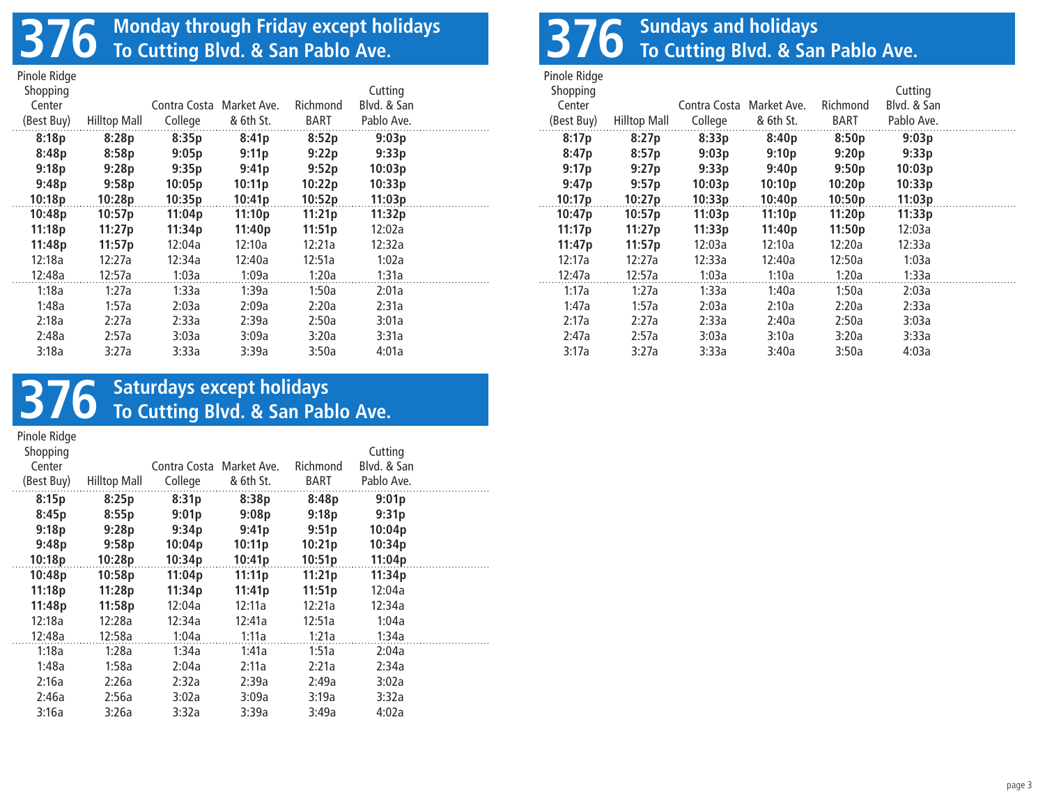## 376 Monday through Friday except holidays To Cutting Blvd. & San Pablo Ave.

| Pinole Ridge Shopping Center (Best Buy) | Hilltop Mall | Contra Costa College | Market Ave. & 6th St. | Richmond BART | Cutting Blvd. & San Pablo Ave. |
|---|---|---|---|---|---|
| **8:18p** | **8:28p** | **8:35p** | **8:41p** | **8:52p** | **9:03p** |
| **8:48p** | **8:58p** | **9:05p** | **9:11p** | **9:22p** | **9:33p** |
| **9:18p** | **9:28p** | **9:35p** | **9:41p** | **9:52p** | **10:03p** |
| **9:48p** | **9:58p** | **10:05p** | **10:11p** | **10:22p** | **10:33p** |
| **10:18p** | **10:28p** | **10:35p** | **10:41p** | **10:52p** | **11:03p** |
| **10:48p** | **10:57p** | **11:04p** | **11:10p** | **11:21p** | **11:32p** |
| **11:18p** | **11:27p** | **11:34p** | **11:40p** | **11:51p** | 12:02a |
| **11:48p** | **11:57p** | 12:04a | 12:10a | 12:21a | 12:32a |
| 12:18a | 12:27a | 12:34a | 12:40a | 12:51a | 1:02a |
| 12:48a | 12:57a | 1:03a | 1:09a | 1:20a | 1:31a |
| 1:18a | 1:27a | 1:33a | 1:39a | 1:50a | 2:01a |
| 1:48a | 1:57a | 2:03a | 2:09a | 2:20a | 2:31a |
| 2:18a | 2:27a | 2:33a | 2:39a | 2:50a | 3:01a |
| 2:48a | 2:57a | 3:03a | 3:09a | 3:20a | 3:31a |
| 3:18a | 3:27a | 3:33a | 3:39a | 3:50a | 4:01a |

## 376 Saturdays except holidays To Cutting Blvd. & San Pablo Ave.

| Pinole Ridge Shopping Center (Best Buy) | Hilltop Mall | Contra Costa College | Market Ave. & 6th St. | Richmond BART | Cutting Blvd. & San Pablo Ave. |
|---|---|---|---|---|---|
| **8:15p** | **8:25p** | **8:31p** | **8:38p** | **8:48p** | **9:01p** |
| **8:45p** | **8:55p** | **9:01p** | **9:08p** | **9:18p** | **9:31p** |
| **9:18p** | **9:28p** | **9:34p** | **9:41p** | **9:51p** | **10:04p** |
| **9:48p** | **9:58p** | **10:04p** | **10:11p** | **10:21p** | **10:34p** |
| **10:18p** | **10:28p** | **10:34p** | **10:41p** | **10:51p** | **11:04p** |
| **10:48p** | **10:58p** | **11:04p** | **11:11p** | **11:21p** | **11:34p** |
| **11:18p** | **11:28p** | **11:34p** | **11:41p** | **11:51p** | 12:04a |
| **11:48p** | **11:58p** | 12:04a | 12:11a | 12:21a | 12:34a |
| 12:18a | 12:28a | 12:34a | 12:41a | 12:51a | 1:04a |
| 12:48a | 12:58a | 1:04a | 1:11a | 1:21a | 1:34a |
| 1:18a | 1:28a | 1:34a | 1:41a | 1:51a | 2:04a |
| 1:48a | 1:58a | 2:04a | 2:11a | 2:21a | 2:34a |
| 2:16a | 2:26a | 2:32a | 2:39a | 2:49a | 3:02a |
| 2:46a | 2:56a | 3:02a | 3:09a | 3:19a | 3:32a |
| 3:16a | 3:26a | 3:32a | 3:39a | 3:49a | 4:02a |

## 376 Sundays and holidays To Cutting Blvd. & San Pablo Ave.

| Pinole Ridge Shopping Center (Best Buy) | Hilltop Mall | Contra Costa College | Market Ave. & 6th St. | Richmond BART | Cutting Blvd. & San Pablo Ave. |
|---|---|---|---|---|---|
| **8:17p** | **8:27p** | **8:33p** | **8:40p** | **8:50p** | **9:03p** |
| **8:47p** | **8:57p** | **9:03p** | **9:10p** | **9:20p** | **9:33p** |
| **9:17p** | **9:27p** | **9:33p** | **9:40p** | **9:50p** | **10:03p** |
| **9:47p** | **9:57p** | **10:03p** | **10:10p** | **10:20p** | **10:33p** |
| **10:17p** | **10:27p** | **10:33p** | **10:40p** | **10:50p** | **11:03p** |
| **10:47p** | **10:57p** | **11:03p** | **11:10p** | **11:20p** | **11:33p** |
| **11:17p** | **11:27p** | **11:33p** | **11:40p** | **11:50p** | 12:03a |
| **11:47p** | **11:57p** | 12:03a | 12:10a | 12:20a | 12:33a |
| 12:17a | 12:27a | 12:33a | 12:40a | 12:50a | 1:03a |
| 12:47a | 12:57a | 1:03a | 1:10a | 1:20a | 1:33a |
| 1:17a | 1:27a | 1:33a | 1:40a | 1:50a | 2:03a |
| 1:47a | 1:57a | 2:03a | 2:10a | 2:20a | 2:33a |
| 2:17a | 2:27a | 2:33a | 2:40a | 2:50a | 3:03a |
| 2:47a | 2:57a | 3:03a | 3:10a | 3:20a | 3:33a |
| 3:17a | 3:27a | 3:33a | 3:40a | 3:50a | 4:03a |